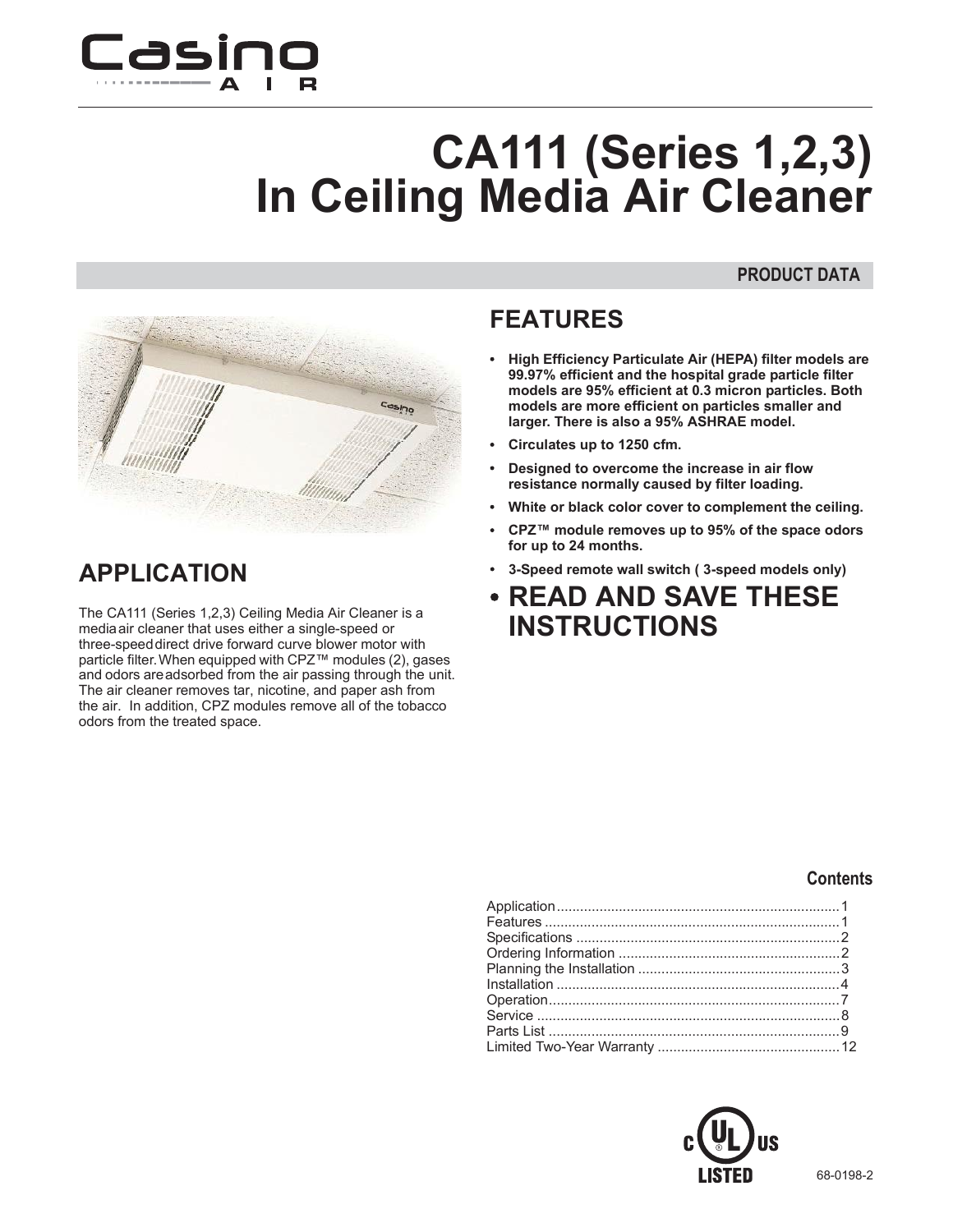Casino AIR

# CA111 (Series 1,2,3) In Ceiling Media Air Cleaner

**PRODUCT DATA**

## APPLICATION

The CA111 (Series 1,2,3) Ceiling Media Air Cleaner is a media air cleaner that uses either a single-speed or three-speed direct drive forward curve blower motor with particle filter. When equipped with CPZ™ modules (2), gases and odors are adsorbed from the air passing through the unit. The air cleaner removes tar, nicotine, and paper ash from the air. In addition, CPZ modules remove all of the tobacco odors from the treated space.

## FEATURES

- **High Efficiency Particulate Air (HEPA) filter models are 99.97% efficient and the hospital grade particle filter models are 95% efficient at 0.3 micron particles. Both models are more efficient on particles smaller and larger. There is also a 95% ASHRAE model.**
- **Circulates up to 1250 cfm.**
- **Designed to overcome the increase in air flow resistance normally caused by filter loading.**
- **White or black color cover to complement the ceiling.**
- **CPZ™ module removes up to 95% of the space odors for up to 24 months.**
- **3-Speed remote wall switch ( 3-speed models only)**
- **READ AND SAVE THESE INSTRUCTIONS**

### Contents

| | |
|---|---|
| Application | 1 |
| Features | 1 |
| Specifications | 2 |
| Ordering Information | 2 |
| Planning the Installation | 3 |
| Installation | 4 |
| Operation | 7 |
| Service | 8 |
| Parts List | 9 |
| Limited Two-Year Warranty | 12 |

C UL US LISTED

68-0198-2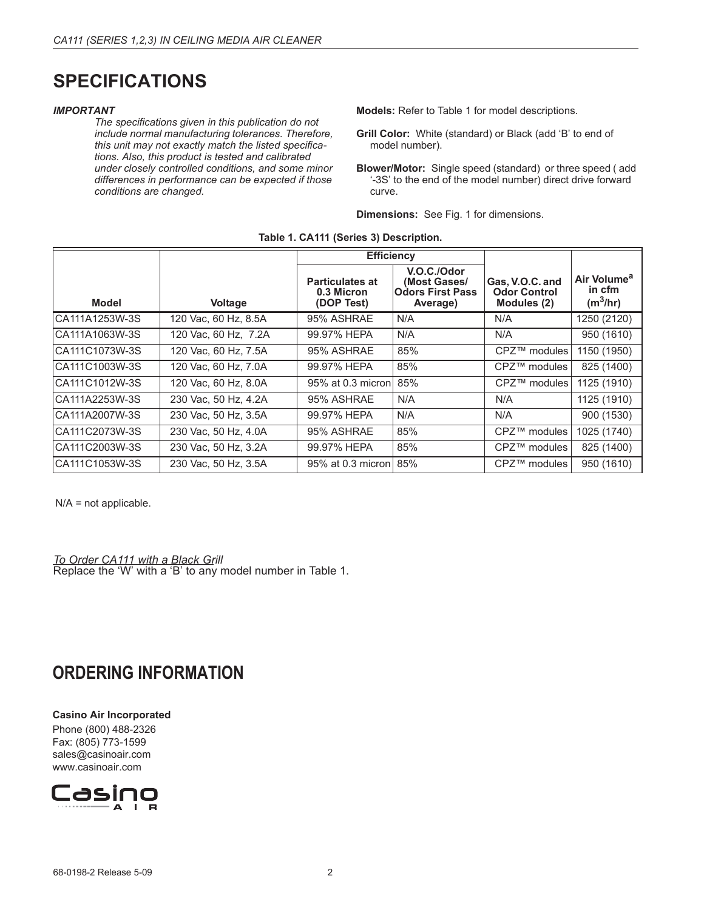# SPECIFICATIONS

***IMPORTANT***

*The specifications given in this publication do not include normal manufacturing tolerances. Therefore, this unit may not exactly match the listed specifications. Also, this product is tested and calibrated under closely controlled conditions, and some minor differences in performance can be expected if those conditions are changed.*

**Models:** Refer to Table 1 for model descriptions.

**Grill Color:** White (standard) or Black (add 'B' to end of model number).

**Blower/Motor:** Single speed (standard) or three speed ( add '-3S' to the end of the model number) direct drive forward curve.

**Dimensions:** See Fig. 1 for dimensions.

**Table 1. CA111 (Series 3) Description.**

| Model | Voltage | Efficiency | | Gas, V.O.C. and Odor Control Modules (2) | Air Volume[a] in cfm ($m^3$/hr) |
|---|---|---|---|---|---|
| | | Particulates at 0.3 Micron (DOP Test) | V.O.C./Odor (Most Gases/ Odors First Pass Average) | | |
| CA111A1253W-3S | 120 Vac, 60 Hz, 8.5A | 95% ASHRAE | N/A | N/A | 1250 (2120) |
| CA111A1063W-3S | 120 Vac, 60 Hz, 7.2A | 99.97% HEPA | N/A | N/A | 950 (1610) |
| CA111C1073W-3S | 120 Vac, 60 Hz, 7.5A | 95% ASHRAE | 85% | CPZ™ modules | 1150 (1950) |
| CA111C1003W-3S | 120 Vac, 60 Hz, 7.0A | 99.97% HEPA | 85% | CPZ™ modules | 825 (1400) |
| CA111C1012W-3S | 120 Vac, 60 Hz, 8.0A | 95% at 0.3 micron | 85% | CPZ™ modules | 1125 (1910) |
| CA111A2253W-3S | 230 Vac, 50 Hz, 4.2A | 95% ASHRAE | N/A | N/A | 1125 (1910) |
| CA111A2007W-3S | 230 Vac, 50 Hz, 3.5A | 99.97% HEPA | N/A | N/A | 900 (1530) |
| CA111C2073W-3S | 230 Vac, 50 Hz, 4.0A | 95% ASHRAE | 85% | CPZ™ modules | 1025 (1740) |
| CA111C2003W-3S | 230 Vac, 50 Hz, 3.2A | 99.97% HEPA | 85% | CPZ™ modules | 825 (1400) |
| CA111C1053W-3S | 230 Vac, 50 Hz, 3.5A | 95% at 0.3 micron | 85% | CPZ™ modules | 950 (1610) |

N/A = not applicable.

*To Order CA111 with a Black Grill*
Replace the 'W' with a 'B' to any model number in Table 1.

# ORDERING INFORMATION

**Casino Air Incorporated**
Phone (800) 488-2326
Fax: (805) 773-1599
sales@casinoair.com
www.casinoair.com

Casino AIR

68-0198-2 Release 5-09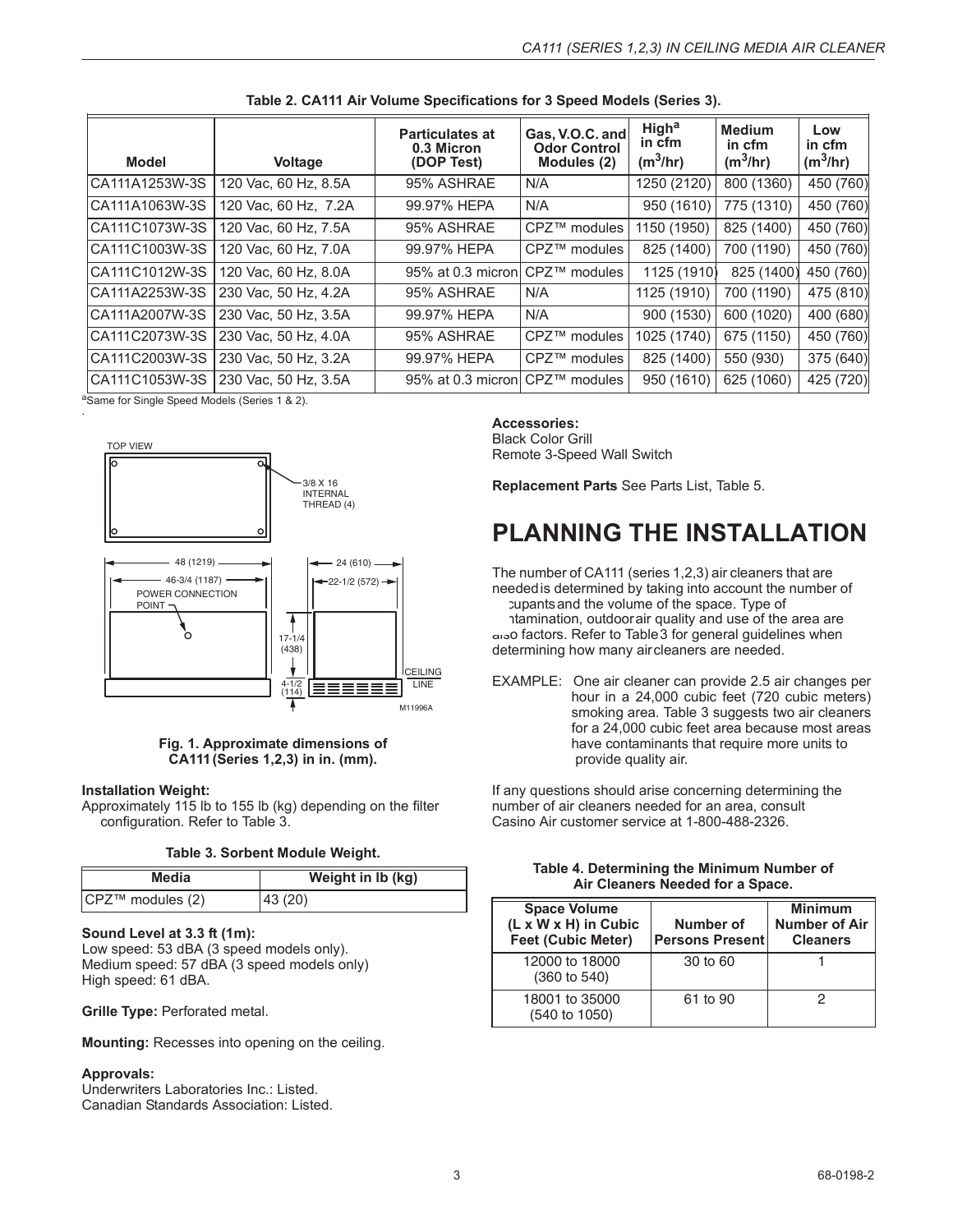**Table 2. CA111 Air Volume Specifications for 3 Speed Models (Series 3).**

| Model | Voltage | Particulates at 0.3 Micron (DOP Test) | Gas, V.O.C. and Odor Control Modules (2) | High[a] in cfm ($m^3$/hr) | Medium in cfm ($m^3$/hr) | Low in cfm ($m^3$/hr) |
|---|---|---|---|---|---|---|
| CA111A1253W-3S | 120 Vac, 60 Hz, 8.5A | 95% ASHRAE | N/A | 1250 (2120) | 800 (1360) | 450 (760) |
| CA111A1063W-3S | 120 Vac, 60 Hz, 7.2A | 99.97% HEPA | N/A | 950 (1610) | 775 (1310) | 450 (760) |
| CA111C1073W-3S | 120 Vac, 60 Hz, 7.5A | 95% ASHRAE | CPZ™ modules | 1150 (1950) | 825 (1400) | 450 (760) |
| CA111C1003W-3S | 120 Vac, 60 Hz, 7.0A | 99.97% HEPA | CPZ™ modules | 825 (1400) | 700 (1190) | 450 (760) |
| CA111C1012W-3S | 120 Vac, 60 Hz, 8.0A | 95% at 0.3 micron | CPZ™ modules | 1125 (1910) | 825 (1400) | 450 (760) |
| CA111A2253W-3S | 230 Vac, 50 Hz, 4.2A | 95% ASHRAE | N/A | 1125 (1910) | 700 (1190) | 475 (810) |
| CA111A2007W-3S | 230 Vac, 50 Hz, 3.5A | 99.97% HEPA | N/A | 900 (1530) | 600 (1020) | 400 (680) |
| CA111C2073W-3S | 230 Vac, 50 Hz, 4.0A | 95% ASHRAE | CPZ™ modules | 1025 (1740) | 675 (1150) | 450 (760) |
| CA111C2003W-3S | 230 Vac, 50 Hz, 3.2A | 99.97% HEPA | CPZ™ modules | 825 (1400) | 550 (930) | 375 (640) |
| CA111C1053W-3S | 230 Vac, 50 Hz, 3.5A | 95% at 0.3 micron | CPZ™ modules | 950 (1610) | 625 (1060) | 425 (720) |

[a]Same for Single Speed Models (Series 1 & 2).

TOP VIEW

3/8 X 16 INTERNAL THREAD (4)

48 (1219)

46-3/4 (1187)

POWER CONNECTION POINT

24 (610)

22-1/2 (572)

17-1/4 (438)

4-1/2 (114)

CEILING LINE

M11996A

**Fig. 1. Approximate dimensions of CA111 (Series 1,2,3) in in. (mm).**

**Installation Weight:**
Approximately 115 lb to 155 lb (kg) depending on the filter configuration. Refer to Table 3.

**Table 3. Sorbent Module Weight.**

| Media | Weight in lb (kg) |
|---|---|
| CPZ™ modules (2) | 43 (20) |

**Sound Level at 3.3 ft (1m):**
Low speed: 53 dBA (3 speed models only).
Medium speed: 57 dBA (3 speed models only)
High speed: 61 dBA.

**Grille Type:** Perforated metal.

**Mounting:** Recesses into opening on the ceiling.

**Approvals:**
Underwriters Laboratories Inc.: Listed.
Canadian Standards Association: Listed.

**Accessories:**
Black Color Grill
Remote 3-Speed Wall Switch

**Replacement Parts** See Parts List, Table 5.

# PLANNING THE INSTALLATION

The number of CA111 (series 1,2,3) air cleaners that are needed is determined by taking into account the number of occupants and the volume of the space. Type of contamination, outdoor air quality and use of the area are also factors. Refer to Table 3 for general guidelines when determining how many air cleaners are needed.

EXAMPLE: One air cleaner can provide 2.5 air changes per hour in a 24,000 cubic feet (720 cubic meters) smoking area. Table 3 suggests two air cleaners for a 24,000 cubic feet area because most areas have contaminants that require more units to provide quality air.

If any questions should arise concerning determining the number of air cleaners needed for an area, consult Casino Air customer service at 1-800-488-2326.

**Table 4. Determining the Minimum Number of Air Cleaners Needed for a Space.**

| Space Volume (L x W x H) in Cubic Feet (Cubic Meter) | Number of Persons Present | Minimum Number of Air Cleaners |
|---|---|---|
| 12000 to 18000 (360 to 540) | 30 to 60 | 1 |
| 18001 to 35000 (540 to 1050) | 61 to 90 | 2 |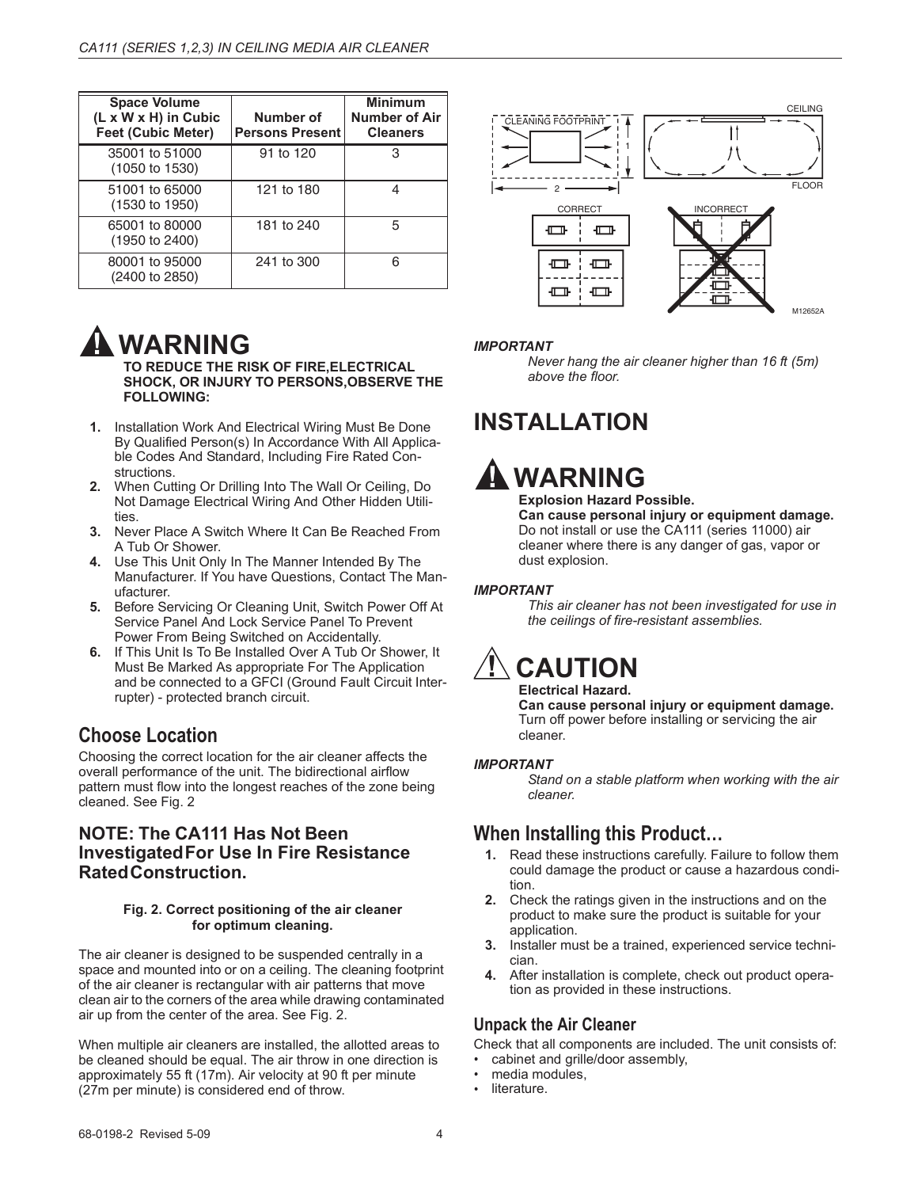| Space Volume (L x W x H) in Cubic Feet (Cubic Meter) | Number of Persons Present | Minimum Number of Air Cleaners |
|---|---|---|
| 35001 to 51000 (1050 to 1530) | 91 to 120 | 3 |
| 51001 to 65000 (1530 to 1950) | 121 to 180 | 4 |
| 65001 to 80000 (1950 to 2400) | 181 to 240 | 5 |
| 80001 to 95000 (2400 to 2850) | 241 to 300 | 6 |

# ⚠ WARNING

**TO REDUCE THE RISK OF FIRE,ELECTRICAL SHOCK, OR INJURY TO PERSONS,OBSERVE THE FOLLOWING:**

1. Installation Work And Electrical Wiring Must Be Done By Qualified Person(s) In Accordance With All Applicable Codes And Standard, Including Fire Rated Constructions.
2. When Cutting Or Drilling Into The Wall Or Ceiling, Do Not Damage Electrical Wiring And Other Hidden Utilities.
3. Never Place A Switch Where It Can Be Reached From A Tub Or Shower.
4. Use This Unit Only In The Manner Intended By The Manufacturer. If You have Questions, Contact The Manufacturer.
5. Before Servicing Or Cleaning Unit, Switch Power Off At Service Panel And Lock Service Panel To Prevent Power From Being Switched on Accidentally.
6. If This Unit Is To Be Installed Over A Tub Or Shower, It Must Be Marked As appropriate For The Application and be connected to a GFCI (Ground Fault Circuit Interrupter) - protected branch circuit.

## Choose Location

Choosing the correct location for the air cleaner affects the overall performance of the unit. The bidirectional airflow pattern must flow into the longest reaches of the zone being cleaned. See Fig. 2

### NOTE: The CA111 Has Not Been Investigated For Use In Fire Resistance Rated Construction.

CLEANING FOOTPRINT
1
2
CEILING
FLOOR
CORRECT
INCORRECT
M12652A

**Fig. 2. Correct positioning of the air cleaner for optimum cleaning.**

The air cleaner is designed to be suspended centrally in a space and mounted into or on a ceiling. The cleaning footprint of the air cleaner is rectangular with air patterns that move clean air to the corners of the area while drawing contaminated air up from the center of the area. See Fig. 2.

When multiple air cleaners are installed, the allotted areas to be cleaned should be equal. The air throw in one direction is approximately 55 ft (17m). Air velocity at 90 ft per minute (27m per minute) is considered end of throw.

***IMPORTANT***

*Never hang the air cleaner higher than 16 ft (5m) above the floor.*

# INSTALLATION

# ⚠ WARNING

**Explosion Hazard Possible.**
**Can cause personal injury or equipment damage.**
Do not install or use the CA111 (series 11000) air cleaner where there is any danger of gas, vapor or dust explosion.

***IMPORTANT***

*This air cleaner has not been investigated for use in the ceilings of fire-resistant assemblies.*

# ⚠ CAUTION

**Electrical Hazard.**
**Can cause personal injury or equipment damage.**
Turn off power before installing or servicing the air cleaner.

***IMPORTANT***

*Stand on a stable platform when working with the air cleaner.*

## When Installing this Product…

1. Read these instructions carefully. Failure to follow them could damage the product or cause a hazardous condition.
2. Check the ratings given in the instructions and on the product to make sure the product is suitable for your application.
3. Installer must be a trained, experienced service technician.
4. After installation is complete, check out product operation as provided in these instructions.

### Unpack the Air Cleaner

Check that all components are included. The unit consists of:

- cabinet and grille/door assembly,
- media modules,
- literature.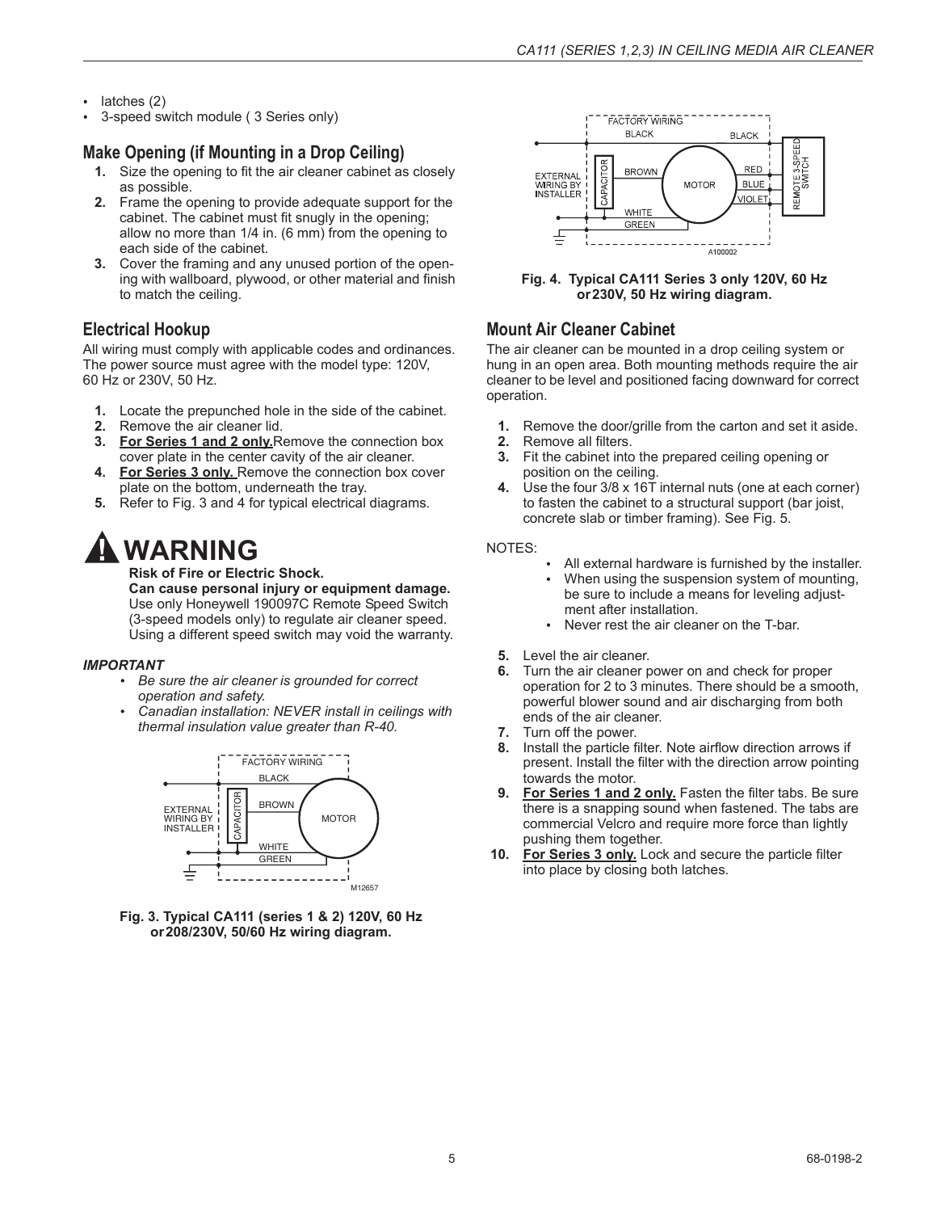- latches (2)
- 3-speed switch module ( 3 Series only)

## Make Opening (if Mounting in a Drop Ceiling)

1. Size the opening to fit the air cleaner cabinet as closely as possible.
2. Frame the opening to provide adequate support for the cabinet. The cabinet must fit snugly in the opening; allow no more than 1/4 in. (6 mm) from the opening to each side of the cabinet.
3. Cover the framing and any unused portion of the opening with wallboard, plywood, or other material and finish to match the ceiling.

## Electrical Hookup

All wiring must comply with applicable codes and ordinances. The power source must agree with the model type: 120V, 60 Hz or 230V, 50 Hz.

1. Locate the prepunched hole in the side of the cabinet.
2. Remove the air cleaner lid.
3. **For Series 1 and 2 only.** Remove the connection box cover plate in the center cavity of the air cleaner.
4. **For Series 3 only.** Remove the connection box cover plate on the bottom, underneath the tray.
5. Refer to Fig. 3 and 4 for typical electrical diagrams.

## WARNING

**Risk of Fire or Electric Shock.**
**Can cause personal injury or equipment damage.**
Use only Honeywell 190097C Remote Speed Switch (3-speed models only) to regulate air cleaner speed. Using a different speed switch may void the warranty.

***IMPORTANT***

- *Be sure the air cleaner is grounded for correct operation and safety.*
- *Canadian installation: NEVER install in ceilings with thermal insulation value greater than R-40.*

FACTORY WIRING
BLACK
BROWN
CAPACITOR
MOTOR
EXTERNAL WIRING BY INSTALLER
WHITE
GREEN
M12657

**Fig. 3. Typical CA111 (series 1 & 2) 120V, 60 Hz or 208/230V, 50/60 Hz wiring diagram.**

FACTORY WIRING
BLACK
BLACK
BROWN
CAPACITOR
MOTOR
RED
BLUE
VIOLET
REMOTE 3-SPEED SWITCH
EXTERNAL WIRING BY INSTALLER
WHITE
GREEN
A100002

**Fig. 4. Typical CA111 Series 3 only 120V, 60 Hz or 230V, 50 Hz wiring diagram.**

## Mount Air Cleaner Cabinet

The air cleaner can be mounted in a drop ceiling system or hung in an open area. Both mounting methods require the air cleaner to be level and positioned facing downward for correct operation.

1. Remove the door/grille from the carton and set it aside.
2. Remove all filters.
3. Fit the cabinet into the prepared ceiling opening or position on the ceiling.
4. Use the four 3/8 x 16T internal nuts (one at each corner) to fasten the cabinet to a structural support (bar joist, concrete slab or timber framing). See Fig. 5.

NOTES:

- All external hardware is furnished by the installer.
- When using the suspension system of mounting, be sure to include a means for leveling adjustment after installation.
- Never rest the air cleaner on the T-bar.

5. Level the air cleaner.
6. Turn the air cleaner power on and check for proper operation for 2 to 3 minutes. There should be a smooth, powerful blower sound and air discharging from both ends of the air cleaner.
7. Turn off the power.
8. Install the particle filter. Note airflow direction arrows if present. Install the filter with the direction arrow pointing towards the motor.
9. **For Series 1 and 2 only.** Fasten the filter tabs. Be sure there is a snapping sound when fastened. The tabs are commercial Velcro and require more force than lightly pushing them together.
10. **For Series 3 only.** Lock and secure the particle filter into place by closing both latches.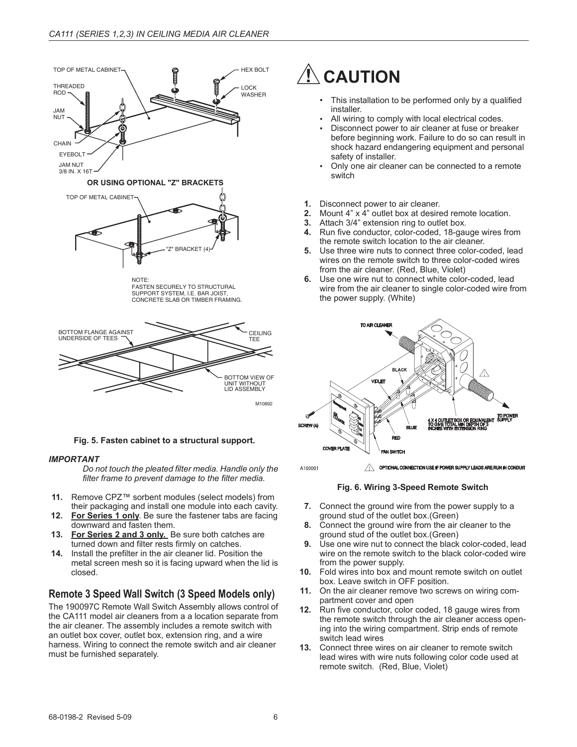Fig. 5. Fasten cabinet to a structural support.

*IMPORTANT*

*Do not touch the pleated filter media. Handle only the filter frame to prevent damage to the filter media.*

11. Remove CPZ™ sorbent modules (select models) from their packaging and install one module into each cavity.
12. **For Series 1 only**. Be sure the fastener tabs are facing downward and fasten them.
13. **For Series 2 and 3 only.** Be sure both catches are turned down and filter rests firmly on catches.
14. Install the prefilter in the air cleaner lid. Position the metal screen mesh so it is facing upward when the lid is closed.

## Remote 3 Speed Wall Switch (3 Speed Models only)

The 190097C Remote Wall Switch Assembly allows control of the CA111 model air cleaners from a a location separate from the air cleaner. The assembly includes a remote switch with an outlet box cover, outlet box, extension ring, and a wire harness. Wiring to connect the remote switch and air cleaner must be furnished separately.

## ⚠ CAUTION

- This installation to be performed only by a qualified installer.
- All wiring to comply with local electrical codes.
- Disconnect power to air cleaner at fuse or breaker before beginning work. Failure to do so can result in shock hazard endangering equipment and personal safety of installer.
- Only one air cleaner can be connected to a remote switch

1. Disconnect power to air cleaner.
2. Mount 4" x 4" outlet box at desired remote location.
3. Attach 3/4" extension ring to outlet box.
4. Run five conductor, color-coded, 18-gauge wires from the remote switch location to the air cleaner.
5. Use three wire nuts to connect three color-coded, lead wires on the remote switch to three color-coded wires from the air cleaner. (Red, Blue, Violet)
6. Use one wire nut to connect white color-coded, lead wire from the air cleaner to single color-coded wire from the power supply. (White)

Fig. 6. Wiring 3-Speed Remote Switch

7. Connect the ground wire from the power supply to a ground stud of the outlet box.(Green)
8. Connect the ground wire from the air cleaner to the ground stud of the outlet box.(Green)
9. Use one wire nut to connect the black color-coded, lead wire on the remote switch to the black color-coded wire from the power supply.
10. Fold wires into box and mount remote switch on outlet box. Leave switch in OFF position.
11. On the air cleaner remove two screws on wiring compartment cover and open
12. Run five conductor, color coded, 18 gauge wires from the remote switch through the air cleaner access opening into the wiring compartment. Strip ends of remote switch lead wires
13. Connect three wires on air cleaner to remote switch lead wires with wire nuts following color code used at remote switch. (Red, Blue, Violet)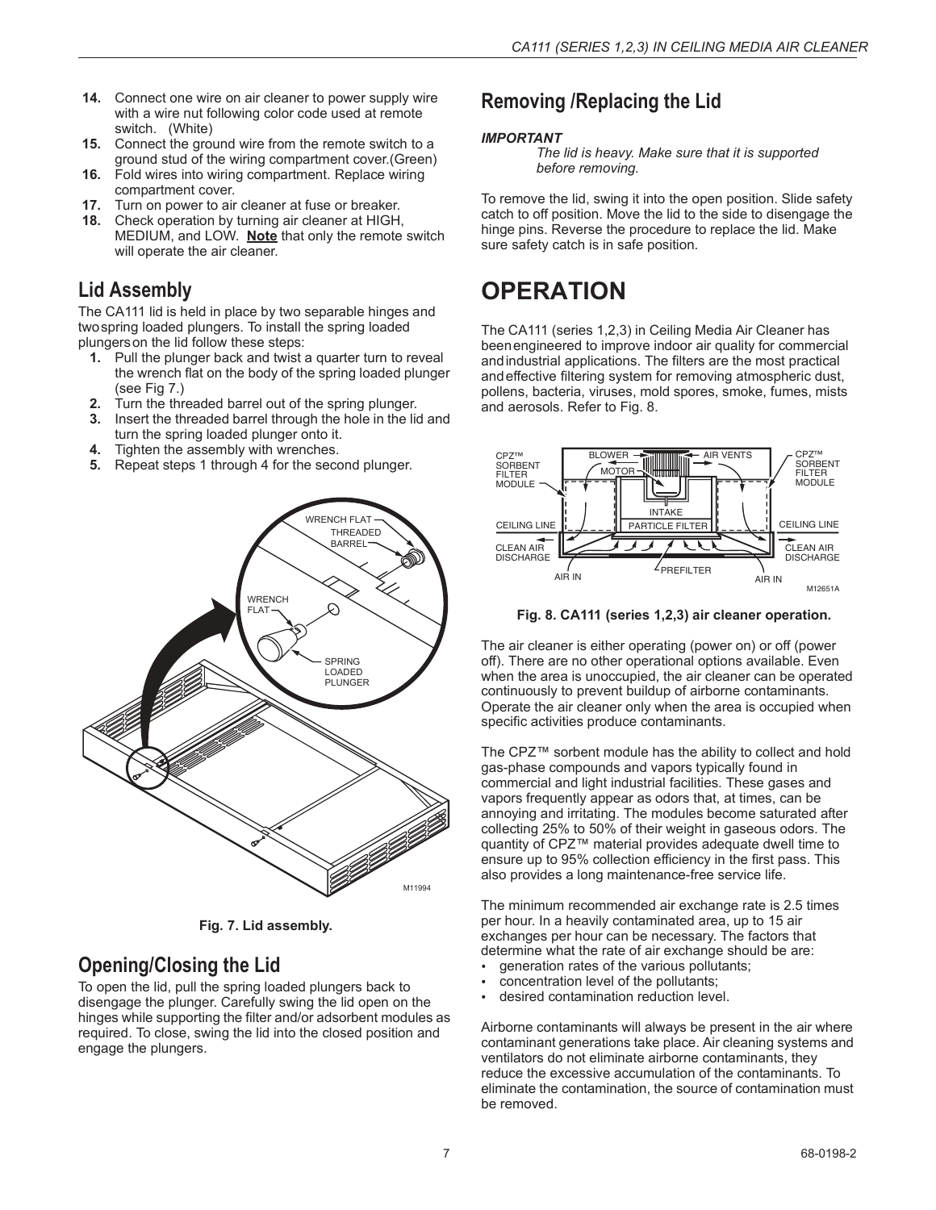14. Connect one wire on air cleaner to power supply wire with a wire nut following color code used at remote switch. (White)
15. Connect the ground wire from the remote switch to a ground stud of the wiring compartment cover.(Green)
16. Fold wires into wiring compartment. Replace wiring compartment cover.
17. Turn on power to air cleaner at fuse or breaker.
18. Check operation by turning air cleaner at HIGH, MEDIUM, and LOW. **Note** that only the remote switch will operate the air cleaner.

## Lid Assembly

The CA111 lid is held in place by two separable hinges and two spring loaded plungers. To install the spring loaded plungers on the lid follow these steps:

1. Pull the plunger back and twist a quarter turn to reveal the wrench flat on the body of the spring loaded plunger (see Fig 7.)
2. Turn the threaded barrel out of the spring plunger.
3. Insert the threaded barrel through the hole in the lid and turn the spring loaded plunger onto it.
4. Tighten the assembly with wrenches.
5. Repeat steps 1 through 4 for the second plunger.

WRENCH FLAT
THREADED BARREL
WRENCH FLAT
SPRING LOADED PLUNGER
M11994

**Fig. 7. Lid assembly.**

## Opening/Closing the Lid

To open the lid, pull the spring loaded plungers back to disengage the plunger. Carefully swing the lid open on the hinges while supporting the filter and/or adsorbent modules as required. To close, swing the lid into the closed position and engage the plungers.

## Removing /Replacing the Lid

***IMPORTANT***
*The lid is heavy. Make sure that it is supported before removing.*

To remove the lid, swing it into the open position. Slide safety catch to off position. Move the lid to the side to disengage the hinge pins. Reverse the procedure to replace the lid. Make sure safety catch is in safe position.

# OPERATION

The CA111 (series 1,2,3) in Ceiling Media Air Cleaner has been engineered to improve indoor air quality for commercial and industrial applications. The filters are the most practical and effective filtering system for removing atmospheric dust, pollens, bacteria, viruses, mold spores, smoke, fumes, mists and aerosols. Refer to Fig. 8.

CPZ™ SORBENT FILTER MODULE
BLOWER
MOTOR
AIR VENTS
CPZ™ SORBENT FILTER MODULE
INTAKE
CEILING LINE
PARTICLE FILTER
CEILING LINE
CLEAN AIR DISCHARGE
CLEAN AIR DISCHARGE
AIR IN
PREFILTER
AIR IN
M12651A

**Fig. 8. CA111 (series 1,2,3) air cleaner operation.**

The air cleaner is either operating (power on) or off (power off). There are no other operational options available. Even when the area is unoccupied, the air cleaner can be operated continuously to prevent buildup of airborne contaminants. Operate the air cleaner only when the area is occupied when specific activities produce contaminants.

The CPZ™ sorbent module has the ability to collect and hold gas-phase compounds and vapors typically found in commercial and light industrial facilities. These gases and vapors frequently appear as odors that, at times, can be annoying and irritating. The modules become saturated after collecting 25% to 50% of their weight in gaseous odors. The quantity of CPZ™ material provides adequate dwell time to ensure up to 95% collection efficiency in the first pass. This also provides a long maintenance-free service life.

The minimum recommended air exchange rate is 2.5 times per hour. In a heavily contaminated area, up to 15 air exchanges per hour can be necessary. The factors that determine what the rate of air exchange should be are:

- generation rates of the various pollutants;
- concentration level of the pollutants;
- desired contamination reduction level.

Airborne contaminants will always be present in the air where contaminant generations take place. Air cleaning systems and ventilators do not eliminate airborne contaminants, they reduce the excessive accumulation of the contaminants. To eliminate the contamination, the source of contamination must be removed.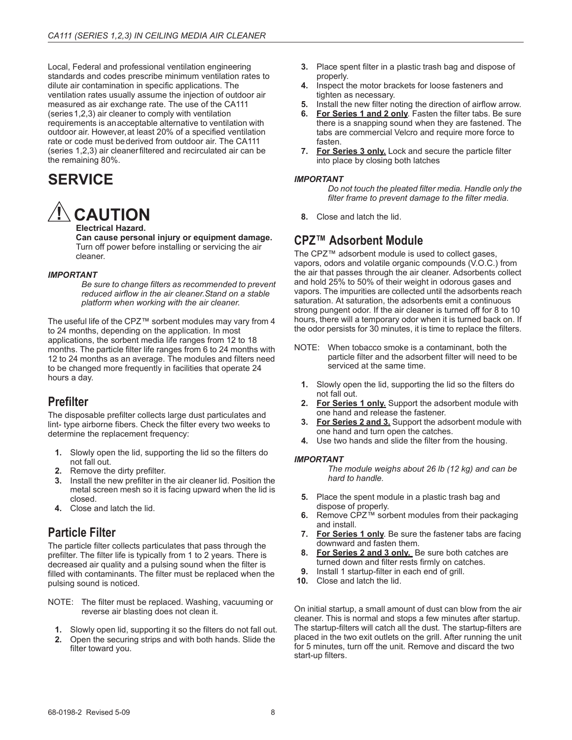Local, Federal and professional ventilation engineering standards and codes prescribe minimum ventilation rates to dilute air contamination in specific applications. The ventilation rates usually assume the injection of outdoor air measured as air exchange rate. The use of the CA111 (series 1,2,3) air cleaner to comply with ventilation requirements is an acceptable alternative to ventilation with outdoor air. However, at least 20% of a specified ventilation rate or code must be derived from outdoor air. The CA111 (series 1,2,3) air cleaner filtered and recirculated air can be the remaining 80%.

# SERVICE

## ⚠ CAUTION

**Electrical Hazard.**
**Can cause personal injury or equipment damage.**
Turn off power before installing or servicing the air cleaner.

***IMPORTANT***

*Be sure to change filters as recommended to prevent reduced airflow in the air cleaner. Stand on a stable platform when working with the air cleaner.*

The useful life of the CPZ™ sorbent modules may vary from 4 to 24 months, depending on the application. In most applications, the sorbent media life ranges from 12 to 18 months. The particle filter life ranges from 6 to 24 months with 12 to 24 months as an average. The modules and filters need to be changed more frequently in facilities that operate 24 hours a day.

## Prefilter

The disposable prefilter collects large dust particulates and lint- type airborne fibers. Check the filter every two weeks to determine the replacement frequency:

1. Slowly open the lid, supporting the lid so the filters do not fall out.
2. Remove the dirty prefilter.
3. Install the new prefilter in the air cleaner lid. Position the metal screen mesh so it is facing upward when the lid is closed.
4. Close and latch the lid.

## Particle Filter

The particle filter collects particulates that pass through the prefilter. The filter life is typically from 1 to 2 years. There is decreased air quality and a pulsing sound when the filter is filled with contaminants. The filter must be replaced when the pulsing sound is noticed.

NOTE: The filter must be replaced. Washing, vacuuming or reverse air blasting does not clean it.

1. Slowly open lid, supporting it so the filters do not fall out.
2. Open the securing strips and with both hands. Slide the filter toward you.
3. Place spent filter in a plastic trash bag and dispose of properly.
4. Inspect the motor brackets for loose fasteners and tighten as necessary.
5. Install the new filter noting the direction of airflow arrow.
6. **For Series 1 and 2 only**. Fasten the filter tabs. Be sure there is a snapping sound when they are fastened. The tabs are commercial Velcro and require more force to fasten.
7. **For Series 3 only.** Lock and secure the particle filter into place by closing both latches

***IMPORTANT***

*Do not touch the pleated filter media. Handle only the filter frame to prevent damage to the filter media.*

8. Close and latch the lid.

## CPZ™ Adsorbent Module

The CPZ™ adsorbent module is used to collect gases, vapors, odors and volatile organic compounds (V.O.C.) from the air that passes through the air cleaner. Adsorbents collect and hold 25% to 50% of their weight in odorous gases and vapors. The impurities are collected until the adsorbents reach saturation. At saturation, the adsorbents emit a continuous strong pungent odor. If the air cleaner is turned off for 8 to 10 hours, there will a temporary odor when it is turned back on. If the odor persists for 30 minutes, it is time to replace the filters.

NOTE: When tobacco smoke is a contaminant, both the particle filter and the adsorbent filter will need to be serviced at the same time.

1. Slowly open the lid, supporting the lid so the filters do not fall out.
2. **For Series 1 only.** Support the adsorbent module with one hand and release the fastener.
3. **For Series 2 and 3.** Support the adsorbent module with one hand and turn open the catches.
4. Use two hands and slide the filter from the housing.

***IMPORTANT***

*The module weighs about 26 lb (12 kg) and can be hard to handle.*

5. Place the spent module in a plastic trash bag and dispose of properly.
6. Remove CPZ™ sorbent modules from their packaging and install.
7. **For Series 1 only**. Be sure the fastener tabs are facing downward and fasten them.
8. **For Series 2 and 3 only.** Be sure both catches are turned down and filter rests firmly on catches.
9. Install 1 startup-filter in each end of grill.
10. Close and latch the lid.

On initial startup, a small amount of dust can blow from the air cleaner. This is normal and stops a few minutes after startup. The startup-filters will catch all the dust. The startup-filters are placed in the two exit outlets on the grill. After running the unit for 5 minutes, turn off the unit. Remove and discard the two start-up filters.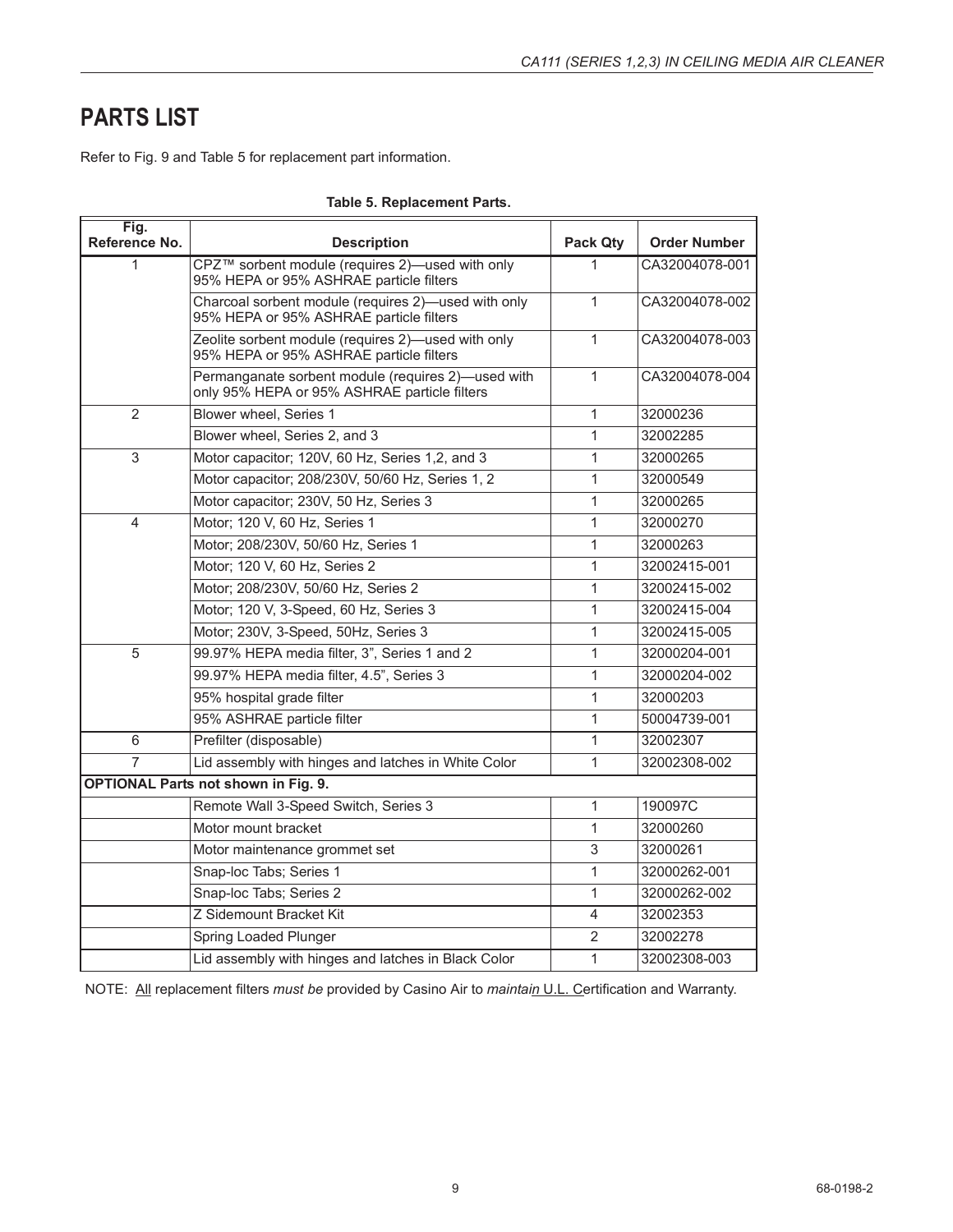# PARTS LIST

Refer to Fig. 9 and Table 5 for replacement part information.

**Table 5. Replacement Parts.**

| Fig. Reference No. | Description | Pack Qty | Order Number |
|---|---|---|---|
| 1 | CPZ™ sorbent module (requires 2)—used with only 95% HEPA or 95% ASHRAE particle filters | 1 | CA32004078-001 |
| | Charcoal sorbent module (requires 2)—used with only 95% HEPA or 95% ASHRAE particle filters | 1 | CA32004078-002 |
| | Zeolite sorbent module (requires 2)—used with only 95% HEPA or 95% ASHRAE particle filters | 1 | CA32004078-003 |
| | Permanganate sorbent module (requires 2)—used with only 95% HEPA or 95% ASHRAE particle filters | 1 | CA32004078-004 |
| 2 | Blower wheel, Series 1 | 1 | 32000236 |
| | Blower wheel, Series 2, and 3 | 1 | 32002285 |
| 3 | Motor capacitor; 120V, 60 Hz, Series 1,2, and 3 | 1 | 32000265 |
| | Motor capacitor; 208/230V, 50/60 Hz, Series 1, 2 | 1 | 32000549 |
| | Motor capacitor; 230V, 50 Hz, Series 3 | 1 | 32000265 |
| 4 | Motor; 120 V, 60 Hz, Series 1 | 1 | 32000270 |
| | Motor; 208/230V, 50/60 Hz, Series 1 | 1 | 32000263 |
| | Motor; 120 V, 60 Hz, Series 2 | 1 | 32002415-001 |
| | Motor; 208/230V, 50/60 Hz, Series 2 | 1 | 32002415-002 |
| | Motor; 120 V, 3-Speed, 60 Hz, Series 3 | 1 | 32002415-004 |
| | Motor; 230V, 3-Speed, 50Hz, Series 3 | 1 | 32002415-005 |
| 5 | 99.97% HEPA media filter, 3", Series 1 and 2 | 1 | 32000204-001 |
| | 99.97% HEPA media filter, 4.5", Series 3 | 1 | 32000204-002 |
| | 95% hospital grade filter | 1 | 32000203 |
| | 95% ASHRAE particle filter | 1 | 50004739-001 |
| 6 | Prefilter (disposable) | 1 | 32002307 |
| 7 | Lid assembly with hinges and latches in White Color | 1 | 32002308-002 |
| **OPTIONAL Parts not shown in Fig. 9.** | | | |
| | Remote Wall 3-Speed Switch, Series 3 | 1 | 190097C |
| | Motor mount bracket | 1 | 32000260 |
| | Motor maintenance grommet set | 3 | 32000261 |
| | Snap-loc Tabs; Series 1 | 1 | 32000262-001 |
| | Snap-loc Tabs; Series 2 | 1 | 32000262-002 |
| | Z Sidemount Bracket Kit | 4 | 32002353 |
| | Spring Loaded Plunger | 2 | 32002278 |
| | Lid assembly with hinges and latches in Black Color | 1 | 32002308-003 |

NOTE: All replacement filters *must be* provided by Casino Air to *maintain* U.L. Certification and Warranty.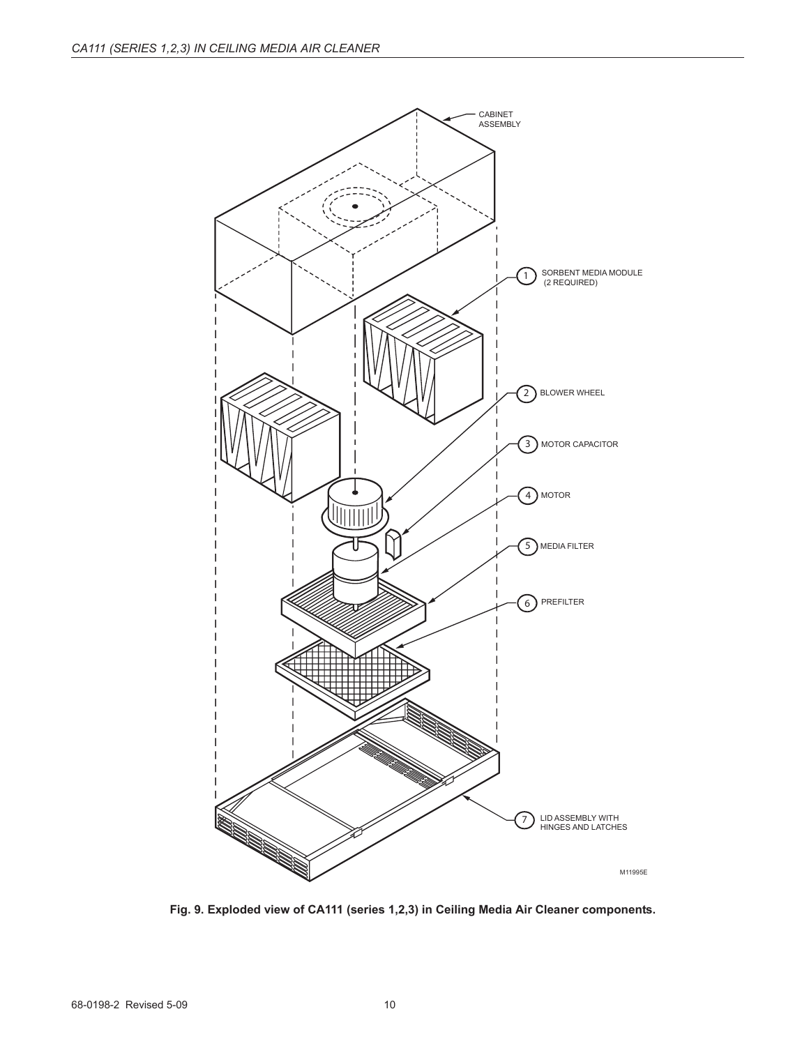CABINET ASSEMBLY

1 SORBENT MEDIA MODULE (2 REQUIRED)

2 BLOWER WHEEL

3 MOTOR CAPACITOR

4 MOTOR

5 MEDIA FILTER

6 PREFILTER

7 LID ASSEMBLY WITH HINGES AND LATCHES

M11995E

**Fig. 9. Exploded view of CA111 (series 1,2,3) in Ceiling Media Air Cleaner components.**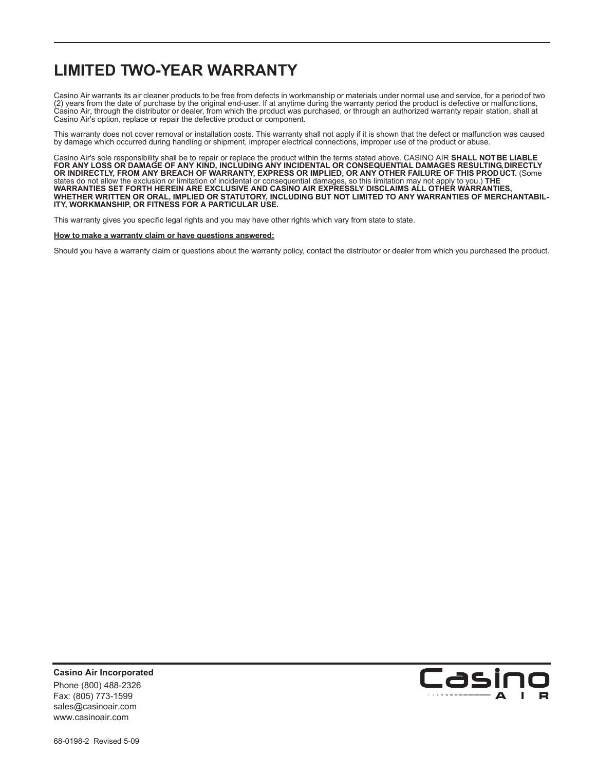# LIMITED TWO-YEAR WARRANTY

Casino Air warrants its air cleaner products to be free from defects in workmanship or materials under normal use and service, for a period of two (2) years from the date of purchase by the original end-user. If at anytime during the warranty period the product is defective or malfunctions, Casino Air, through the distributor or dealer, from which the product was purchased, or through an authorized warranty repair station, shall at Casino Air's option, replace or repair the defective product or component.

This warranty does not cover removal or installation costs. This warranty shall not apply if it is shown that the defect or malfunction was caused by damage which occurred during handling or shipment, improper electrical connections, improper use of the product or abuse.

Casino Air's sole responsibility shall be to repair or replace the product within the terms stated above. CASINO AIR **SHALL NOT BE LIABLE FOR ANY LOSS OR DAMAGE OF ANY KIND, INCLUDING ANY INCIDENTAL OR CONSEQUENTIAL DAMAGES RESULTING, DIRECTLY OR INDIRECTLY, FROM ANY BREACH OF WARRANTY, EXPRESS OR IMPLIED, OR ANY OTHER FAILURE OF THIS PRODUCT.** (Some states do not allow the exclusion or limitation of incidental or consequential damages, so this limitation may not apply to you.) **THE WARRANTIES SET FORTH HEREIN ARE EXCLUSIVE AND CASINO AIR EXPRESSLY DISCLAIMS ALL OTHER WARRANTIES, WHETHER WRITTEN OR ORAL, IMPLIED OR STATUTORY, INCLUDING BUT NOT LIMITED TO ANY WARRANTIES OF MERCHANTABILITY, WORKMANSHIP, OR FITNESS FOR A PARTICULAR USE.**

This warranty gives you specific legal rights and you may have other rights which vary from state to state.

**How to make a warranty claim or have questions answered:**

Should you have a warranty claim or questions about the warranty policy, contact the distributor or dealer from which you purchased the product.

**Casino Air Incorporated**

Phone (800) 488-2326
Fax: (805) 773-1599
sales@casinoair.com
www.casinoair.com

Casino AIR

68-0198-2 Revised 5-09